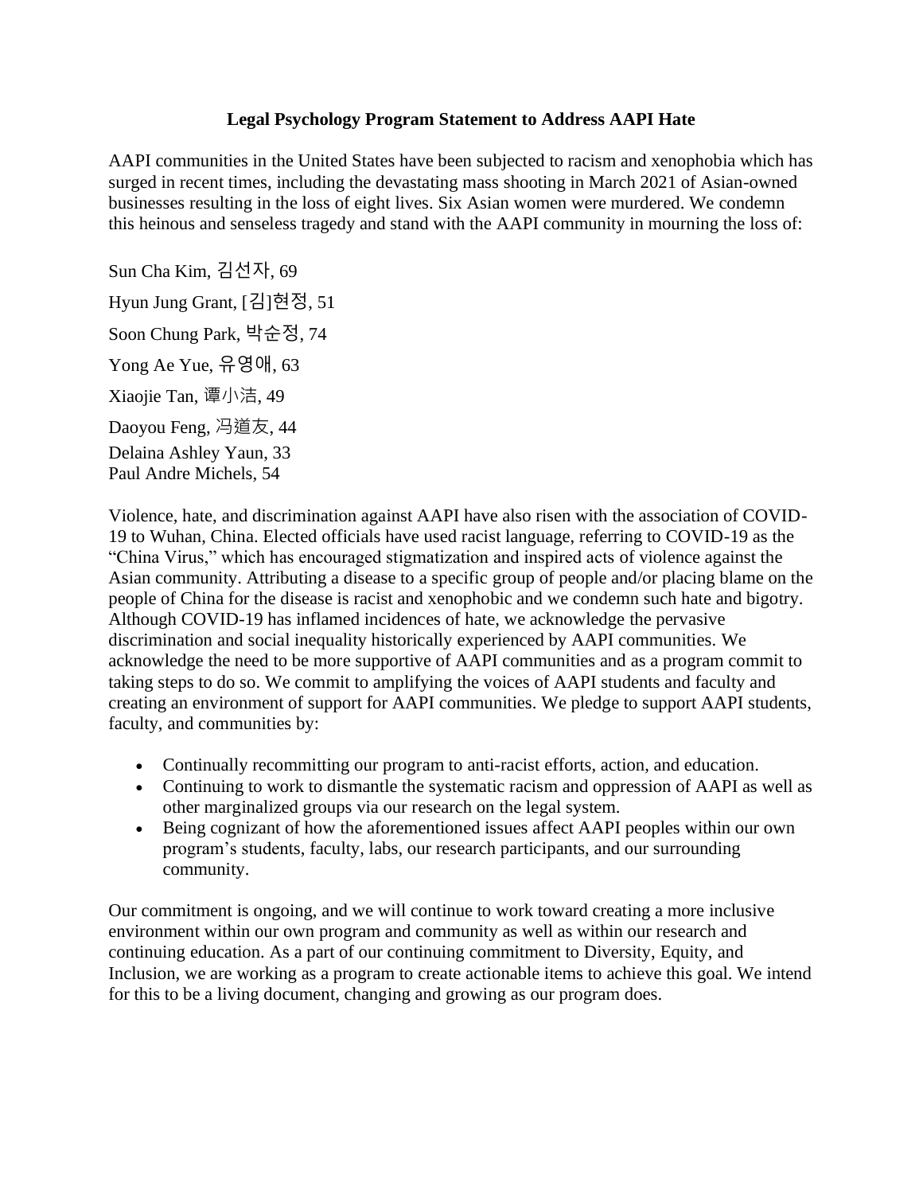**Legal Psychology Program Statement to Address AAPI Hate**

AAPI communities in the United States have been subjected to racism and xenophobia which has surged in recent times, including the devastating mass shooting in March 2021 of Asian-owned businesses resulting in the loss of eight lives. Six Asian women were murdered. We condemn this heinous and senseless tragedy and stand with the AAPI community in mourning the loss of:

Sun Cha Kim, 김선자, 69
Hyun Jung Grant, [김]현정, 51
Soon Chung Park, 박순정, 74
Yong Ae Yue, 유영애, 63
Xiaojie Tan, 谭小洁, 49
Daoyou Feng, 冯道友, 44
Delaina Ashley Yaun, 33
Paul Andre Michels, 54

Violence, hate, and discrimination against AAPI have also risen with the association of COVID-19 to Wuhan, China. Elected officials have used racist language, referring to COVID-19 as the "China Virus," which has encouraged stigmatization and inspired acts of violence against the Asian community. Attributing a disease to a specific group of people and/or placing blame on the people of China for the disease is racist and xenophobic and we condemn such hate and bigotry. Although COVID-19 has inflamed incidences of hate, we acknowledge the pervasive discrimination and social inequality historically experienced by AAPI communities. We acknowledge the need to be more supportive of AAPI communities and as a program commit to taking steps to do so. We commit to amplifying the voices of AAPI students and faculty and creating an environment of support for AAPI communities. We pledge to support AAPI students, faculty, and communities by:

- Continually recommitting our program to anti-racist efforts, action, and education.
- Continuing to work to dismantle the systematic racism and oppression of AAPI as well as other marginalized groups via our research on the legal system.
- Being cognizant of how the aforementioned issues affect AAPI peoples within our own program's students, faculty, labs, our research participants, and our surrounding community.

Our commitment is ongoing, and we will continue to work toward creating a more inclusive environment within our own program and community as well as within our research and continuing education. As a part of our continuing commitment to Diversity, Equity, and Inclusion, we are working as a program to create actionable items to achieve this goal. We intend for this to be a living document, changing and growing as our program does.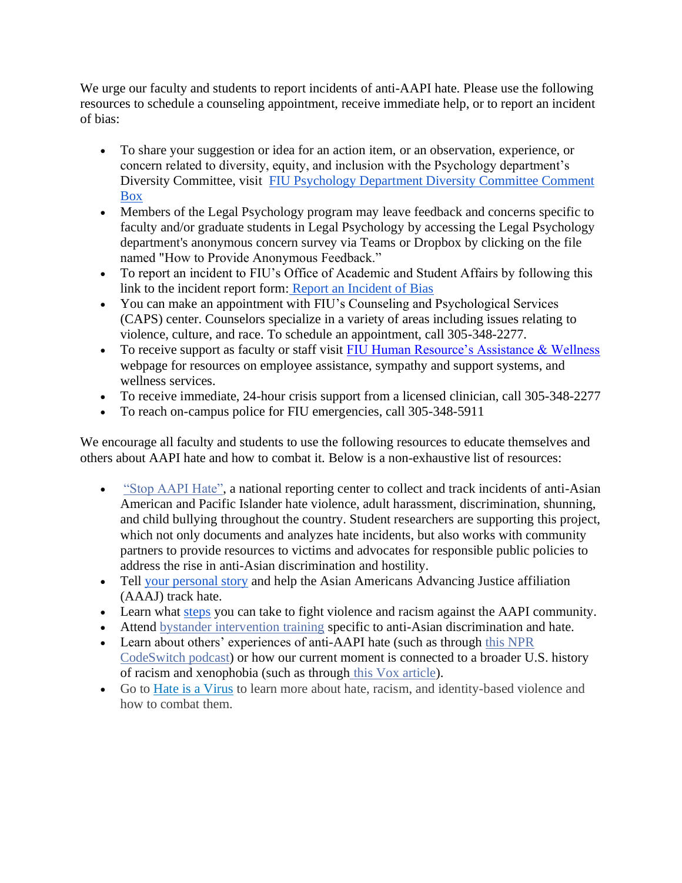We urge our faculty and students to report incidents of anti-AAPI hate. Please use the following resources to schedule a counseling appointment, receive immediate help, or to report an incident of bias:

- To share your suggestion or idea for an action item, or an observation, experience, or concern related to diversity, equity, and inclusion with the Psychology department's Diversity Committee, visit FIU Psychology Department Diversity Committee Comment Box
- Members of the Legal Psychology program may leave feedback and concerns specific to faculty and/or graduate students in Legal Psychology by accessing the Legal Psychology department's anonymous concern survey via Teams or Dropbox by clicking on the file named "How to Provide Anonymous Feedback."
- To report an incident to FIU's Office of Academic and Student Affairs by following this link to the incident report form: Report an Incident of Bias
- You can make an appointment with FIU's Counseling and Psychological Services (CAPS) center. Counselors specialize in a variety of areas including issues relating to violence, culture, and race. To schedule an appointment, call 305-348-2277.
- To receive support as faculty or staff visit FIU Human Resource's Assistance & Wellness webpage for resources on employee assistance, sympathy and support systems, and wellness services.
- To receive immediate, 24-hour crisis support from a licensed clinician, call 305-348-2277
- To reach on-campus police for FIU emergencies, call 305-348-5911

We encourage all faculty and students to use the following resources to educate themselves and others about AAPI hate and how to combat it. Below is a non-exhaustive list of resources:

- "Stop AAPI Hate", a national reporting center to collect and track incidents of anti-Asian American and Pacific Islander hate violence, adult harassment, discrimination, shunning, and child bullying throughout the country. Student researchers are supporting this project, which not only documents and analyzes hate incidents, but also works with community partners to provide resources to victims and advocates for responsible public policies to address the rise in anti-Asian discrimination and hostility.
- Tell your personal story and help the Asian Americans Advancing Justice affiliation (AAAJ) track hate.
- Learn what steps you can take to fight violence and racism against the AAPI community.
- Attend bystander intervention training specific to anti-Asian discrimination and hate.
- Learn about others' experiences of anti-AAPI hate (such as through this NPR CodeSwitch podcast) or how our current moment is connected to a broader U.S. history of racism and xenophobia (such as through this Vox article).
- Go to Hate is a Virus to learn more about hate, racism, and identity-based violence and how to combat them.